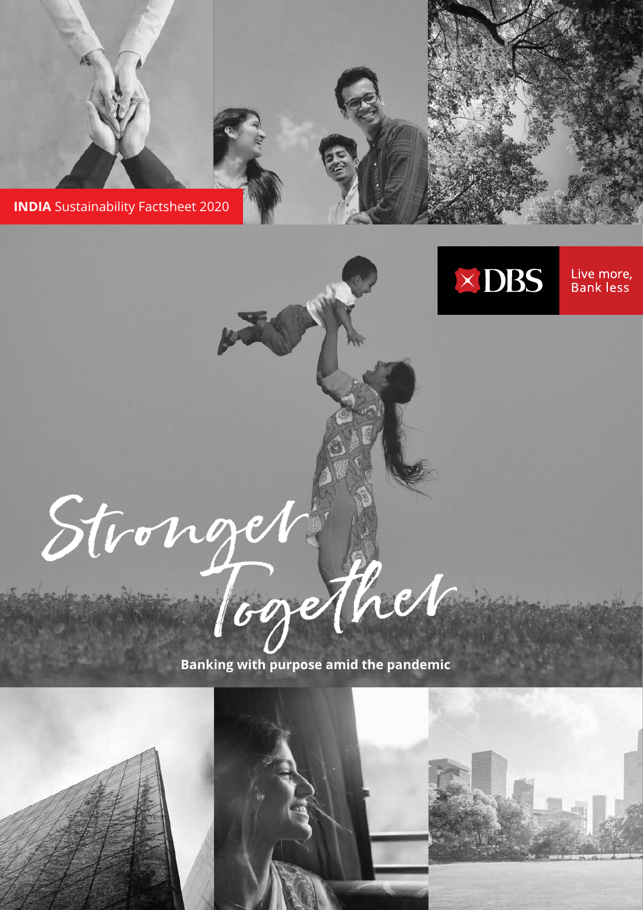**INDIA** Sustainability Factsheet 2020

DBS

Live more, Bank less

# Stronger Together

**Banking with purpose amid the pandemic**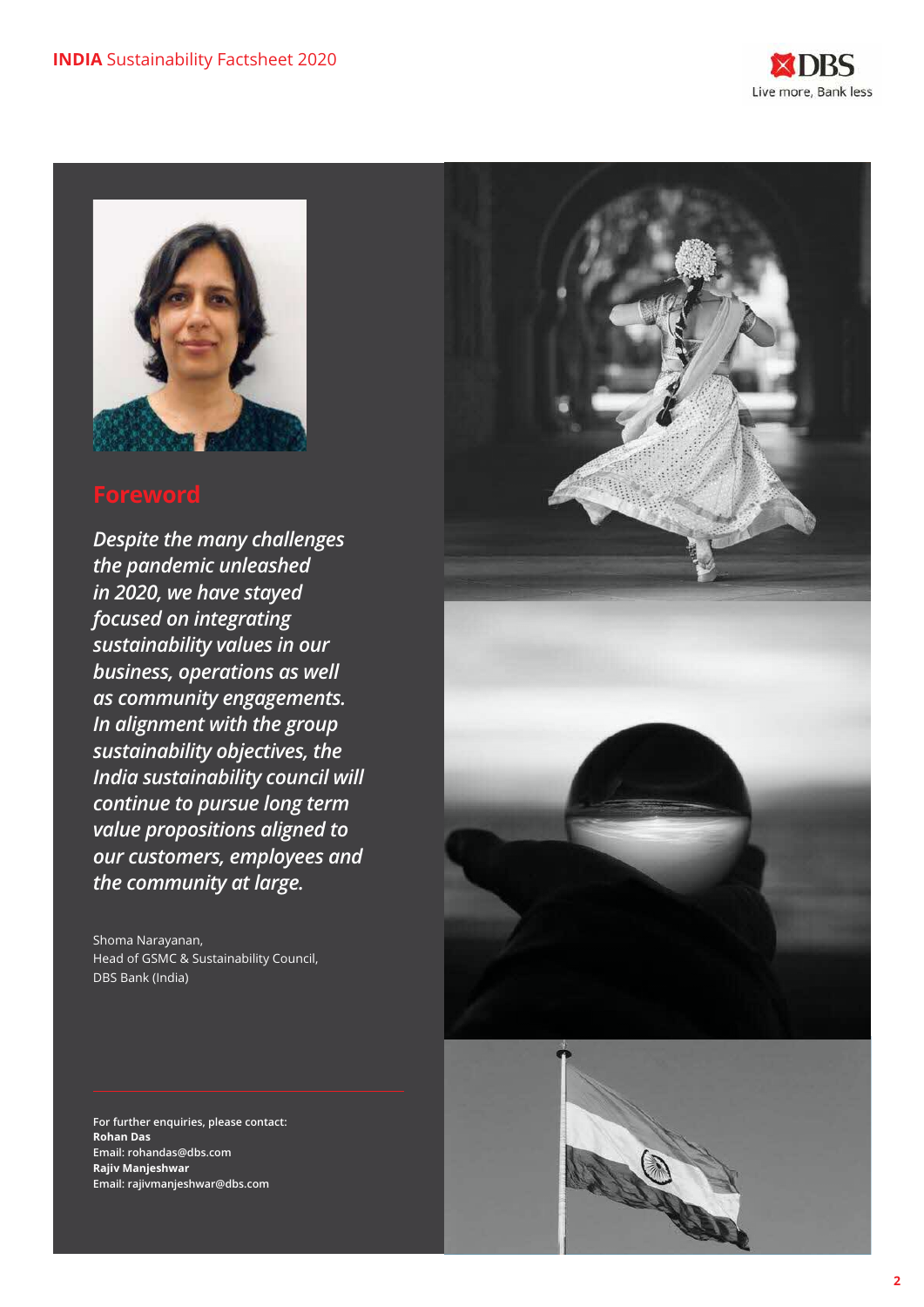## Foreword

*Despite the many challenges the pandemic unleashed in 2020, we have stayed focused on integrating sustainability values in our business, operations as well as community engagements. In alignment with the group sustainability objectives, the India sustainability council will continue to pursue long term value propositions aligned to our customers, employees and the community at large.*

Shoma Narayanan,
Head of GSMC & Sustainability Council,
DBS Bank (India)

**For further enquiries, please contact:**
**Rohan Das**
**Email: rohandas@dbs.com**
**Rajiv Manjeshwar**
**Email: rajivmanjeshwar@dbs.com**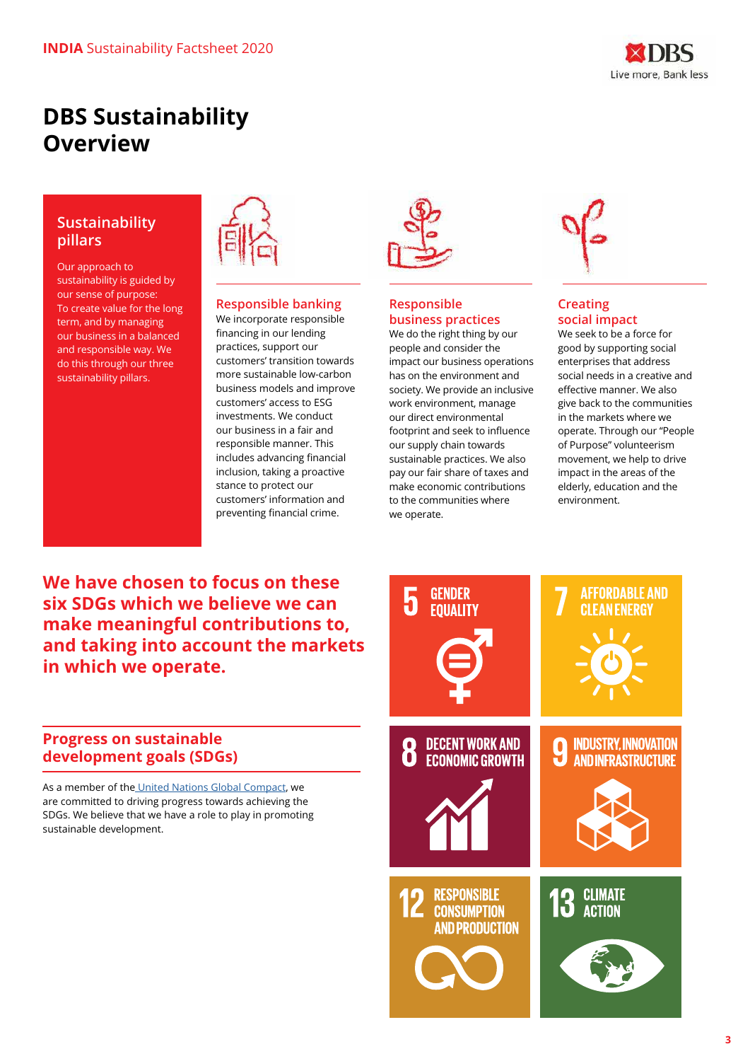# DBS Sustainability Overview

## Sustainability pillars

Our approach to sustainability is guided by our sense of purpose: To create value for the long term, and by managing our business in a balanced and responsible way. We do this through our three sustainability pillars.

### Responsible banking

We incorporate responsible financing in our lending practices, support our customers' transition towards more sustainable low-carbon business models and improve customers' access to ESG investments. We conduct our business in a fair and responsible manner. This includes advancing financial inclusion, taking a proactive stance to protect our customers' information and preventing financial crime.

### Responsible business practices

We do the right thing by our people and consider the impact our business operations has on the environment and society. We provide an inclusive work environment, manage our direct environmental footprint and seek to influence our supply chain towards sustainable practices. We also pay our fair share of taxes and make economic contributions to the communities where we operate.

### Creating social impact

We seek to be a force for good by supporting social enterprises that address social needs in a creative and effective manner. We also give back to the communities in the markets where we operate. Through our "People of Purpose" volunteerism movement, we help to drive impact in the areas of the elderly, education and the environment.

**We have chosen to focus on these six SDGs which we believe we can make meaningful contributions to, and taking into account the markets in which we operate.**

## Progress on sustainable development goals (SDGs)

As a member of the United Nations Global Compact, we are committed to driving progress towards achieving the SDGs. We believe that we have a role to play in promoting sustainable development.

- 5 GENDER EQUALITY
- 7 AFFORDABLE AND CLEAN ENERGY
- 8 DECENT WORK AND ECONOMIC GROWTH
- 9 INDUSTRY, INNOVATION AND INFRASTRUCTURE
- 12 RESPONSIBLE CONSUMPTION AND PRODUCTION
- 13 CLIMATE ACTION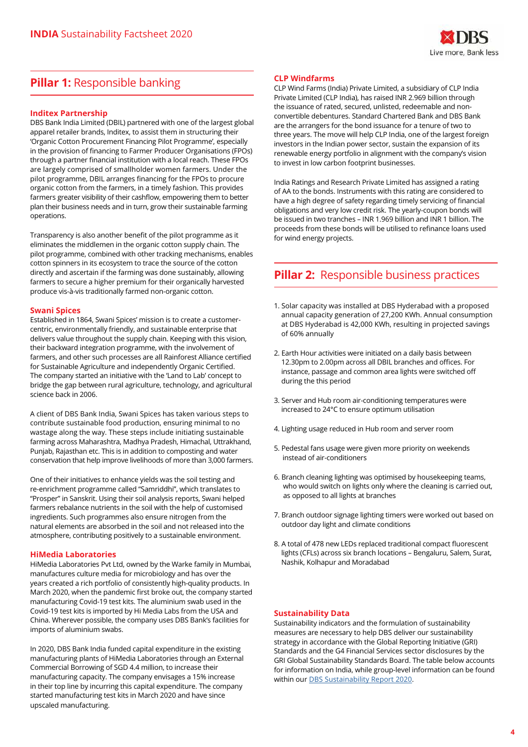## Pillar 1: Responsible banking

### Inditex Partnership

DBS Bank India Limited (DBIL) partnered with one of the largest global apparel retailer brands, Inditex, to assist them in structuring their 'Organic Cotton Procurement Financing Pilot Programme', especially in the provision of financing to Farmer Producer Organisations (FPOs) through a partner financial institution with a local reach. These FPOs are largely comprised of smallholder women farmers. Under the pilot programme, DBIL arranges financing for the FPOs to procure organic cotton from the farmers, in a timely fashion. This provides farmers greater visibility of their cashflow, empowering them to better plan their business needs and in turn, grow their sustainable farming operations.

Transparency is also another benefit of the pilot programme as it eliminates the middlemen in the organic cotton supply chain. The pilot programme, combined with other tracking mechanisms, enables cotton spinners in its ecosystem to trace the source of the cotton directly and ascertain if the farming was done sustainably, allowing farmers to secure a higher premium for their organically harvested produce vis-à-vis traditionally farmed non-organic cotton.

### Swani Spices

Established in 1864, Swani Spices' mission is to create a customer-centric, environmentally friendly, and sustainable enterprise that delivers value throughout the supply chain. Keeping with this vision, their backward integration programme, with the involvement of farmers, and other such processes are all Rainforest Alliance certified for Sustainable Agriculture and independently Organic Certified. The company started an initiative with the 'Land to Lab' concept to bridge the gap between rural agriculture, technology, and agricultural science back in 2006.

A client of DBS Bank India, Swani Spices has taken various steps to contribute sustainable food production, ensuring minimal to no wastage along the way. These steps include initiating sustainable farming across Maharashtra, Madhya Pradesh, Himachal, Uttrakhand, Punjab, Rajasthan etc. This is in addition to composting and water conservation that help improve livelihoods of more than 3,000 farmers.

One of their initiatives to enhance yields was the soil testing and re-enrichment programme called "Samriddhi", which translates to "Prosper" in Sanskrit. Using their soil analysis reports, Swani helped farmers rebalance nutrients in the soil with the help of customised ingredients. Such programmes also ensure nitrogen from the natural elements are absorbed in the soil and not released into the atmosphere, contributing positively to a sustainable environment.

### HiMedia Laboratories

HiMedia Laboratories Pvt Ltd, owned by the Warke family in Mumbai, manufactures culture media for microbiology and has over the years created a rich portfolio of consistently high-quality products. In March 2020, when the pandemic first broke out, the company started manufacturing Covid-19 test kits. The aluminium swab used in the Covid-19 test kits is imported by Hi Media Labs from the USA and China. Wherever possible, the company uses DBS Bank's facilities for imports of aluminium swabs.

In 2020, DBS Bank India funded capital expenditure in the existing manufacturing plants of HiMedia Laboratories through an External Commercial Borrowing of SGD 4.4 million, to increase their manufacturing capacity. The company envisages a 15% increase in their top line by incurring this capital expenditure. The company started manufacturing test kits in March 2020 and have since upscaled manufacturing.

### CLP Windfarms

CLP Wind Farms (India) Private Limited, a subsidiary of CLP India Private Limited (CLP India), has raised INR 2.969 billion through the issuance of rated, secured, unlisted, redeemable and non-convertible debentures. Standard Chartered Bank and DBS Bank are the arrangers for the bond issuance for a tenure of two to three years. The move will help CLP India, one of the largest foreign investors in the Indian power sector, sustain the expansion of its renewable energy portfolio in alignment with the company's vision to invest in low carbon footprint businesses.

India Ratings and Research Private Limited has assigned a rating of AA to the bonds. Instruments with this rating are considered to have a high degree of safety regarding timely servicing of financial obligations and very low credit risk. The yearly-coupon bonds will be issued in two tranches – INR 1.969 billion and INR 1 billion. The proceeds from these bonds will be utilised to refinance loans used for wind energy projects.

## Pillar 2: Responsible business practices

1. Solar capacity was installed at DBS Hyderabad with a proposed annual capacity generation of 27,200 KWh. Annual consumption at DBS Hyderabad is 42,000 KWh, resulting in projected savings of 60% annually
2. Earth Hour activities were initiated on a daily basis between 12.30pm to 2.00pm across all DBIL branches and offices. For instance, passage and common area lights were switched off during the this period
3. Server and Hub room air-conditioning temperatures were increased to 24°C to ensure optimum utilisation
4. Lighting usage reduced in Hub room and server room
5. Pedestal fans usage were given more priority on weekends instead of air-conditioners
6. Branch cleaning lighting was optimised by housekeeping teams, who would switch on lights only where the cleaning is carried out, as opposed to all lights at branches
7. Branch outdoor signage lighting timers were worked out based on outdoor day light and climate conditions
8. A total of 478 new LEDs replaced traditional compact fluorescent lights (CFLs) across six branch locations – Bengaluru, Salem, Surat, Nashik, Kolhapur and Moradabad

### Sustainability Data

Sustainability indicators and the formulation of sustainability measures are necessary to help DBS deliver our sustainability strategy in accordance with the Global Reporting Initiative (GRI) Standards and the G4 Financial Services sector disclosures by the GRI Global Sustainability Standards Board. The table below accounts for information on India, while group-level information can be found within our DBS Sustainability Report 2020.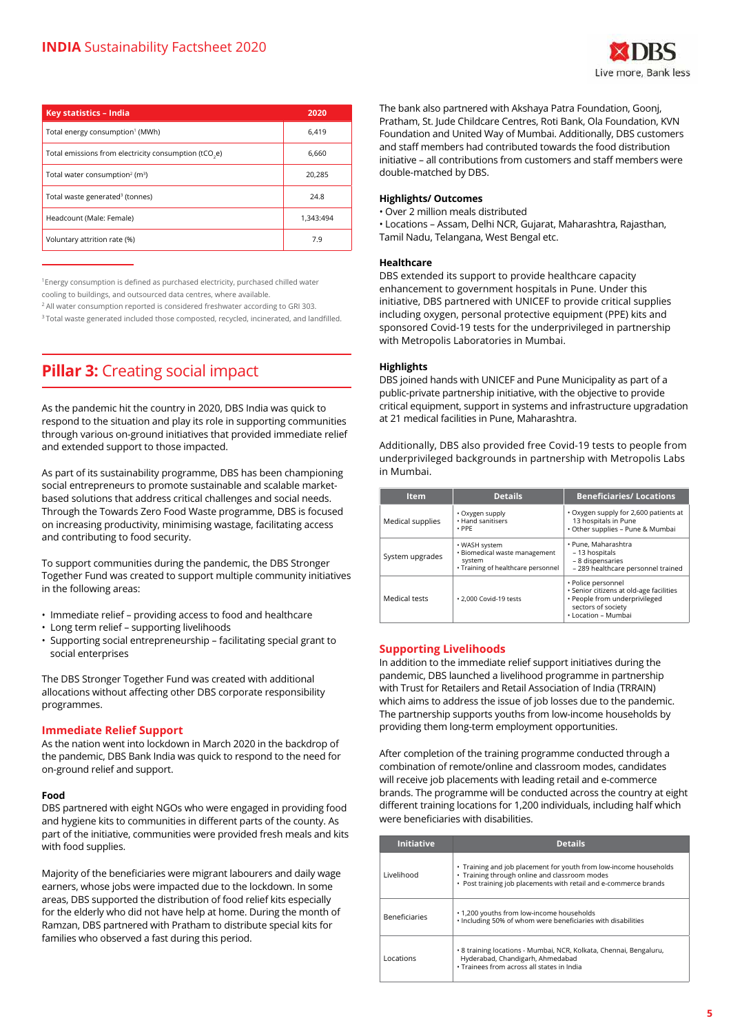# INDIA Sustainability Factsheet 2020

| Key statistics – India | 2020 |
|---|---|
| Total energy consumption[1] (MWh) | 6,419 |
| Total emissions from electricity consumption ($tCO_2e$) | 6,660 |
| Total water consumption[2] ($m^3$) | 20,285 |
| Total waste generated[3] (tonnes) | 24.8 |
| Headcount (Male: Female) | 1,343:494 |
| Voluntary attrition rate (%) | 7.9 |

[1] Energy consumption is defined as purchased electricity, purchased chilled water cooling to buildings, and outsourced data centres, where available.
[2] All water consumption reported is considered freshwater according to GRI 303.
[3] Total waste generated included those composted, recycled, incinerated, and landfilled.

## Pillar 3: Creating social impact

As the pandemic hit the country in 2020, DBS India was quick to respond to the situation and play its role in supporting communities through various on-ground initiatives that provided immediate relief and extended support to those impacted.

As part of its sustainability programme, DBS has been championing social entrepreneurs to promote sustainable and scalable market-based solutions that address critical challenges and social needs. Through the Towards Zero Food Waste programme, DBS is focused on increasing productivity, minimising wastage, facilitating access and contributing to food security.

To support communities during the pandemic, the DBS Stronger Together Fund was created to support multiple community initiatives in the following areas:

- Immediate relief – providing access to food and healthcare
- Long term relief – supporting livelihoods
- Supporting social entrepreneurship – facilitating special grant to social enterprises

The DBS Stronger Together Fund was created with additional allocations without affecting other DBS corporate responsibility programmes.

### Immediate Relief Support

As the nation went into lockdown in March 2020 in the backdrop of the pandemic, DBS Bank India was quick to respond to the need for on-ground relief and support.

#### Food

DBS partnered with eight NGOs who were engaged in providing food and hygiene kits to communities in different parts of the county. As part of the initiative, communities were provided fresh meals and kits with food supplies.

Majority of the beneficiaries were migrant labourers and daily wage earners, whose jobs were impacted due to the lockdown. In some areas, DBS supported the distribution of food relief kits especially for the elderly who did not have help at home. During the month of Ramzan, DBS partnered with Pratham to distribute special kits for families who observed a fast during this period.

The bank also partnered with Akshaya Patra Foundation, Goonj, Pratham, St. Jude Childcare Centres, Roti Bank, Ola Foundation, KVN Foundation and United Way of Mumbai. Additionally, DBS customers and staff members had contributed towards the food distribution initiative – all contributions from customers and staff members were double-matched by DBS.

#### Highlights/ Outcomes

- Over 2 million meals distributed
- Locations – Assam, Delhi NCR, Gujarat, Maharashtra, Rajasthan, Tamil Nadu, Telangana, West Bengal etc.

#### Healthcare

DBS extended its support to provide healthcare capacity enhancement to government hospitals in Pune. Under this initiative, DBS partnered with UNICEF to provide critical supplies including oxygen, personal protective equipment (PPE) kits and sponsored Covid-19 tests for the underprivileged in partnership with Metropolis Laboratories in Mumbai.

#### Highlights

DBS joined hands with UNICEF and Pune Municipality as part of a public-private partnership initiative, with the objective to provide critical equipment, support in systems and infrastructure upgradation at 21 medical facilities in Pune, Maharashtra.

Additionally, DBS also provided free Covid-19 tests to people from underprivileged backgrounds in partnership with Metropolis Labs in Mumbai.

| Item | Details | Beneficiaries/ Locations |
|---|---|---|
| Medical supplies | • Oxygen supply<br>• Hand sanitisers<br>• PPE | • Oxygen supply for 2,600 patients at 13 hospitals in Pune<br>• Other supplies – Pune & Mumbai |
| System upgrades | • WASH system<br>• Biomedical waste management system<br>• Training of healthcare personnel | • Pune, Maharashtra<br>– 13 hospitals<br>– 8 dispensaries<br>– 289 healthcare personnel trained |
| Medical tests | • 2,000 Covid-19 tests | • Police personnel<br>• Senior citizens at old-age facilities<br>• People from underprivileged sectors of society<br>• Location – Mumbai |

### Supporting Livelihoods

In addition to the immediate relief support initiatives during the pandemic, DBS launched a livelihood programme in partnership with Trust for Retailers and Retail Association of India (TRRAIN) which aims to address the issue of job losses due to the pandemic. The partnership supports youths from low-income households by providing them long-term employment opportunities.

After completion of the training programme conducted through a combination of remote/online and classroom modes, candidates will receive job placements with leading retail and e-commerce brands. The programme will be conducted across the country at eight different training locations for 1,200 individuals, including half which were beneficiaries with disabilities.

| Initiative | Details |
|---|---|
| Livelihood | • Training and job placement for youth from low-income households<br>• Training through online and classroom modes<br>• Post training job placements with retail and e-commerce brands |
| Beneficiaries | • 1,200 youths from low-income households<br>• Including 50% of whom were beneficiaries with disabilities |
| Locations | • 8 training locations - Mumbai, NCR, Kolkata, Chennai, Bengaluru, Hyderabad, Chandigarh, Ahmedabad<br>• Trainees from across all states in India |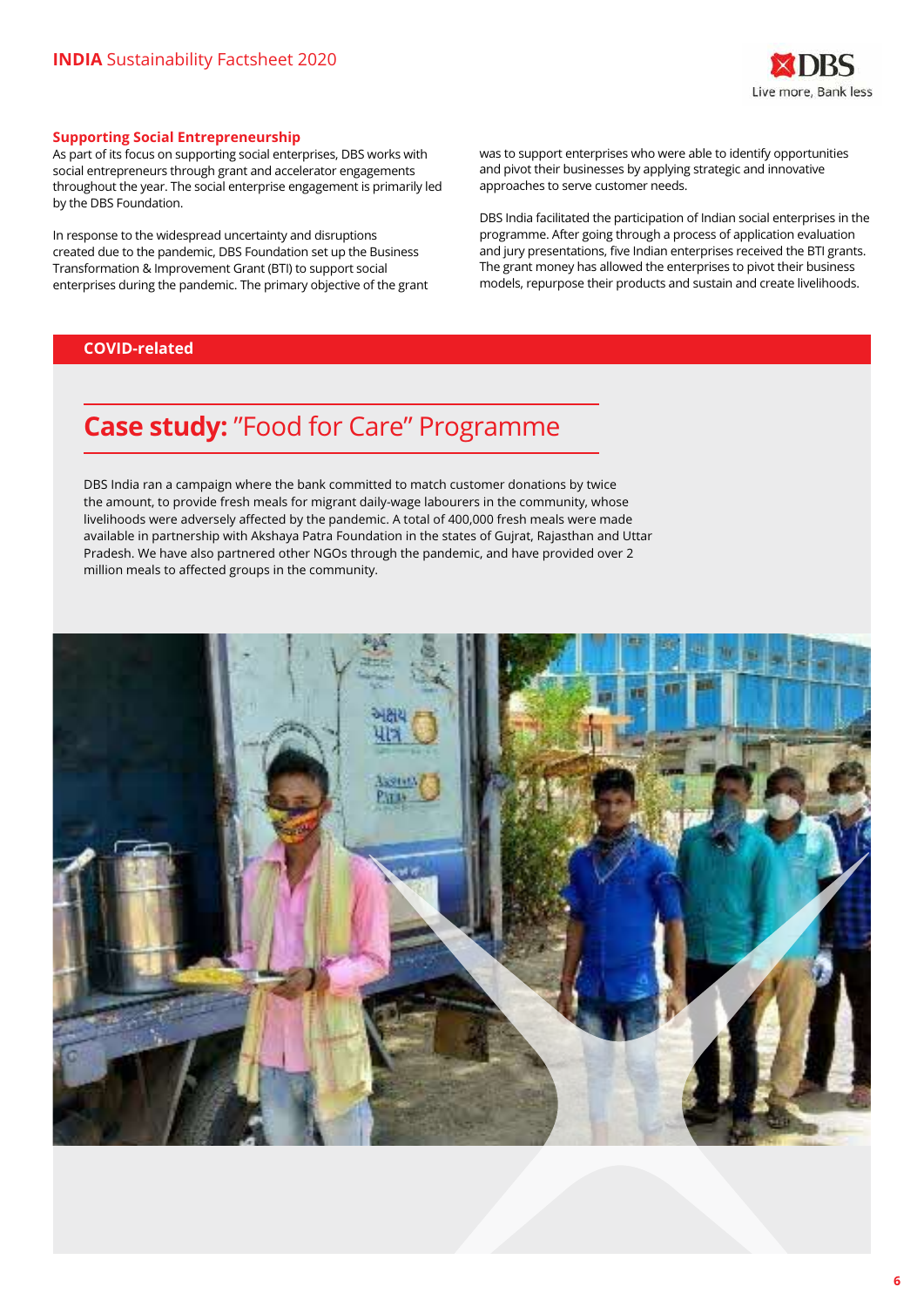## Supporting Social Entrepreneurship

As part of its focus on supporting social enterprises, DBS works with social entrepreneurs through grant and accelerator engagements throughout the year. The social enterprise engagement is primarily led by the DBS Foundation.

In response to the widespread uncertainty and disruptions created due to the pandemic, DBS Foundation set up the Business Transformation & Improvement Grant (BTI) to support social enterprises during the pandemic. The primary objective of the grant was to support enterprises who were able to identify opportunities and pivot their businesses by applying strategic and innovative approaches to serve customer needs.

DBS India facilitated the participation of Indian social enterprises in the programme. After going through a process of application evaluation and jury presentations, five Indian enterprises received the BTI grants. The grant money has allowed the enterprises to pivot their business models, repurpose their products and sustain and create livelihoods.

**COVID-related**

## Case study: "Food for Care" Programme

DBS India ran a campaign where the bank committed to match customer donations by twice the amount, to provide fresh meals for migrant daily-wage labourers in the community, whose livelihoods were adversely affected by the pandemic. A total of 400,000 fresh meals were made available in partnership with Akshaya Patra Foundation in the states of Gujrat, Rajasthan and Uttar Pradesh. We have also partnered other NGOs through the pandemic, and have provided over 2 million meals to affected groups in the community.